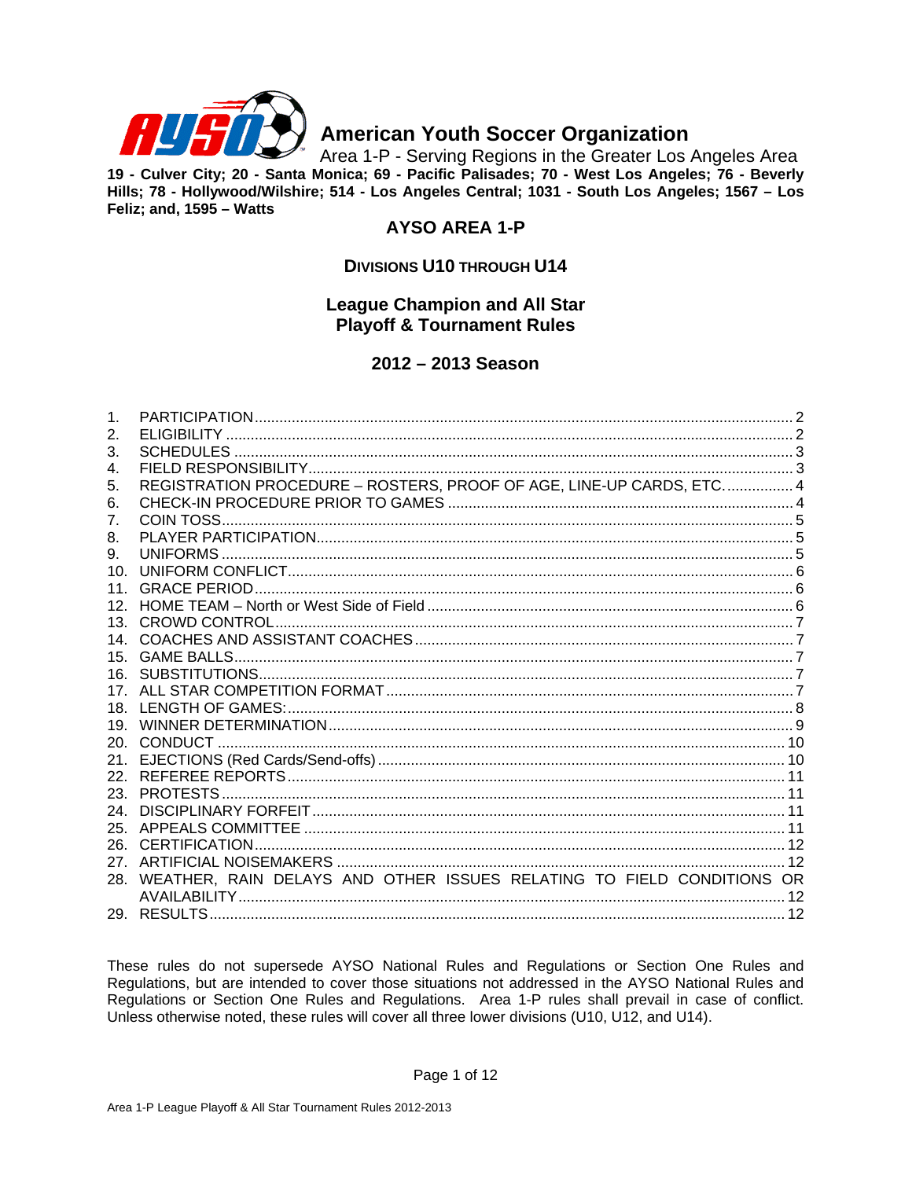# American Youth Soccer Organization

Area 1-P - Serving Regions in the Greater Los Angeles Area

**19 - Culver City; 20 - Santa Monica; 69 - Pacific Palisades; 70 - West Los Angeles; 76 - Beverly Hills; 78 - Hollywood/Wilshire; 514 - Los Angeles Central; 1031 - South Los Angeles; 1567 – Los Feliz; and, 1595 – Watts**

## AYSO AREA 1-P

### DIVISIONS U10 THROUGH U14

## League Champion and All Star Playoff & Tournament Rules

## 2012 – 2013 Season

| | | |
|---|---|---|
| 1. | PARTICIPATION | 2 |
| 2. | ELIGIBILITY | 2 |
| 3. | SCHEDULES | 3 |
| 4. | FIELD RESPONSIBILITY | 3 |
| 5. | REGISTRATION PROCEDURE – ROSTERS, PROOF OF AGE, LINE-UP CARDS, ETC. | 4 |
| 6. | CHECK-IN PROCEDURE PRIOR TO GAMES | 4 |
| 7. | COIN TOSS | 5 |
| 8. | PLAYER PARTICIPATION | 5 |
| 9. | UNIFORMS | 5 |
| 10. | UNIFORM CONFLICT | 6 |
| 11. | GRACE PERIOD | 6 |
| 12. | HOME TEAM – North or West Side of Field | 6 |
| 13. | CROWD CONTROL | 7 |
| 14. | COACHES AND ASSISTANT COACHES | 7 |
| 15. | GAME BALLS | 7 |
| 16. | SUBSTITUTIONS | 7 |
| 17. | ALL STAR COMPETITION FORMAT | 7 |
| 18. | LENGTH OF GAMES: | 8 |
| 19. | WINNER DETERMINATION | 9 |
| 20. | CONDUCT | 10 |
| 21. | EJECTIONS (Red Cards/Send-offs) | 10 |
| 22. | REFEREE REPORTS | 11 |
| 23. | PROTESTS | 11 |
| 24. | DISCIPLINARY FORFEIT | 11 |
| 25. | APPEALS COMMITTEE | 11 |
| 26. | CERTIFICATION | 12 |
| 27. | ARTIFICIAL NOISEMAKERS | 12 |
| 28. | WEATHER, RAIN DELAYS AND OTHER ISSUES RELATING TO FIELD CONDITIONS OR AVAILABILITY | 12 |
| 29. | RESULTS | 12 |

These rules do not supersede AYSO National Rules and Regulations or Section One Rules and Regulations, but are intended to cover those situations not addressed in the AYSO National Rules and Regulations or Section One Rules and Regulations. Area 1-P rules shall prevail in case of conflict. Unless otherwise noted, these rules will cover all three lower divisions (U10, U12, and U14).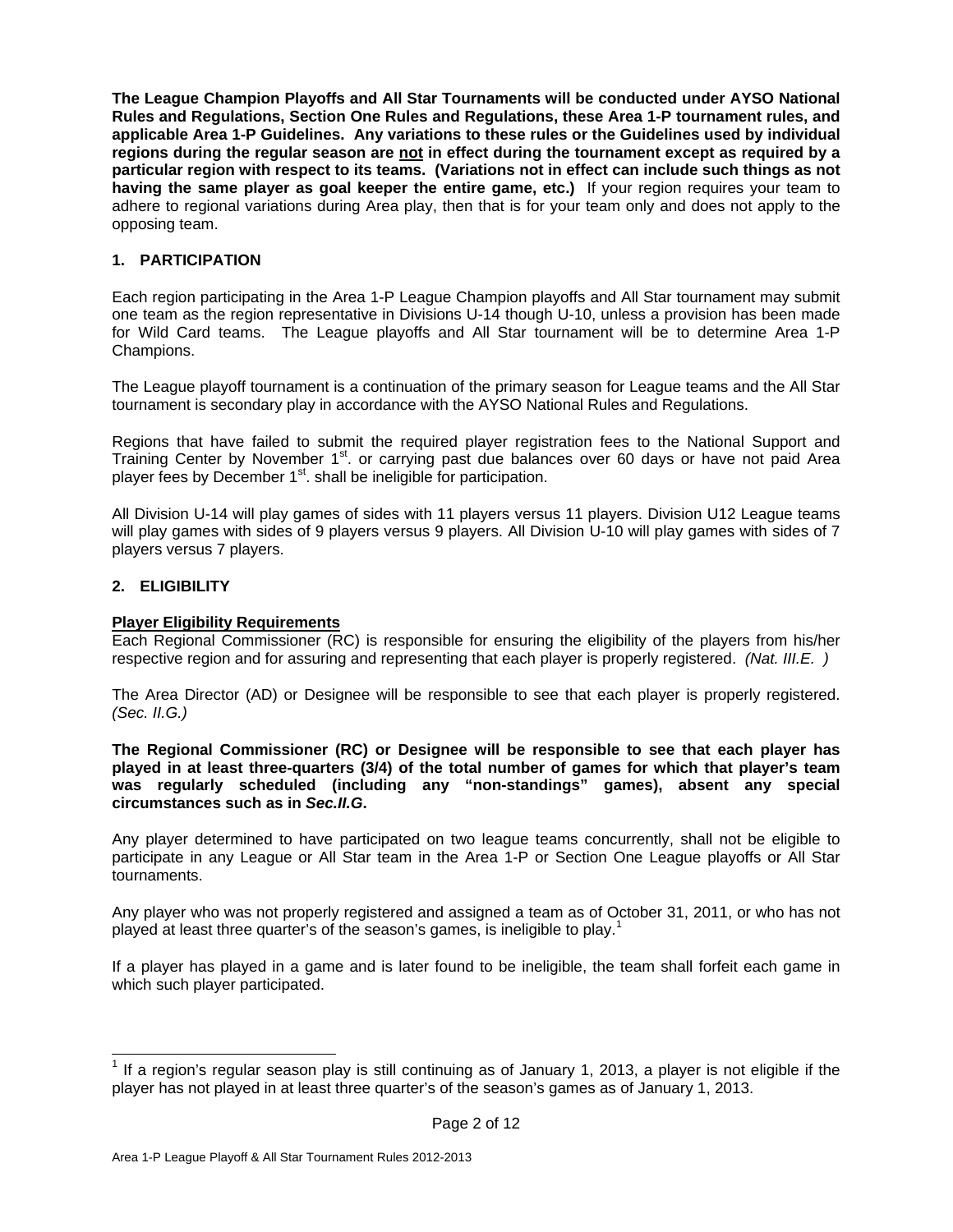**The League Champion Playoffs and All Star Tournaments will be conducted under AYSO National Rules and Regulations, Section One Rules and Regulations, these Area 1-P tournament rules, and applicable Area 1-P Guidelines. Any variations to these rules or the Guidelines used by individual regions during the regular season are <u>not</u> in effect during the tournament except as required by a particular region with respect to its teams. (Variations not in effect can include such things as not having the same player as goal keeper the entire game, etc.)** If your region requires your team to adhere to regional variations during Area play, then that is for your team only and does not apply to the opposing team.

## 1. PARTICIPATION

Each region participating in the Area 1-P League Champion playoffs and All Star tournament may submit one team as the region representative in Divisions U-14 though U-10, unless a provision has been made for Wild Card teams. The League playoffs and All Star tournament will be to determine Area 1-P Champions.

The League playoff tournament is a continuation of the primary season for League teams and the All Star tournament is secondary play in accordance with the AYSO National Rules and Regulations.

Regions that have failed to submit the required player registration fees to the National Support and Training Center by November 1st. or carrying past due balances over 60 days or have not paid Area player fees by December 1st. shall be ineligible for participation.

All Division U-14 will play games of sides with 11 players versus 11 players. Division U12 League teams will play games with sides of 9 players versus 9 players. All Division U-10 will play games with sides of 7 players versus 7 players.

## 2. ELIGIBILITY

**<u>Player Eligibility Requirements</u>**
Each Regional Commissioner (RC) is responsible for ensuring the eligibility of the players from his/her respective region and for assuring and representing that each player is properly registered. *(Nat. III.E. )*

The Area Director (AD) or Designee will be responsible to see that each player is properly registered. *(Sec. II.G.)*

**The Regional Commissioner (RC) or Designee will be responsible to see that each player has played in at least three-quarters (3/4) of the total number of games for which that player's team was regularly scheduled (including any "non-standings" games), absent any special circumstances such as in *Sec.II.G*.**

Any player determined to have participated on two league teams concurrently, shall not be eligible to participate in any League or All Star team in the Area 1-P or Section One League playoffs or All Star tournaments.

Any player who was not properly registered and assigned a team as of October 31, 2011, or who has not played at least three quarter's of the season's games, is ineligible to play.[1]

If a player has played in a game and is later found to be ineligible, the team shall forfeit each game in which such player participated.

[1] If a region's regular season play is still continuing as of January 1, 2013, a player is not eligible if the player has not played in at least three quarter's of the season's games as of January 1, 2013.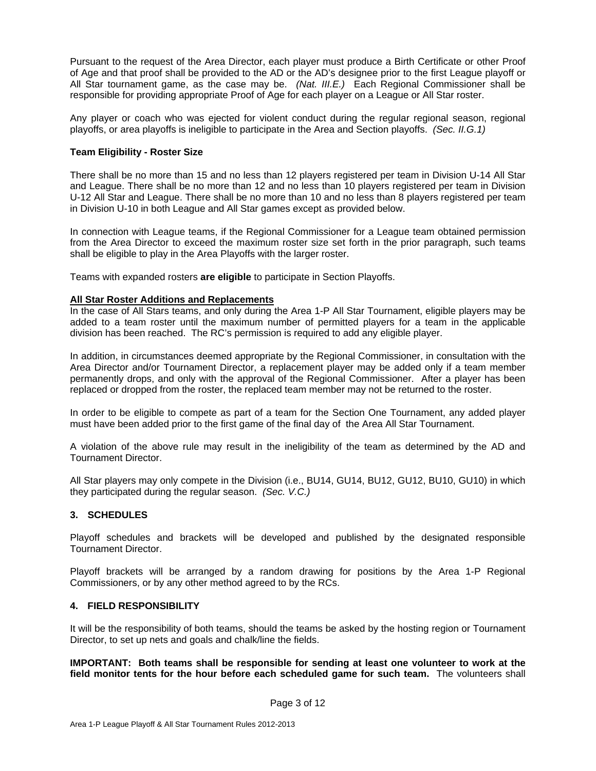Pursuant to the request of the Area Director, each player must produce a Birth Certificate or other Proof of Age and that proof shall be provided to the AD or the AD's designee prior to the first League playoff or All Star tournament game, as the case may be. *(Nat. III.E.)* Each Regional Commissioner shall be responsible for providing appropriate Proof of Age for each player on a League or All Star roster.

Any player or coach who was ejected for violent conduct during the regular regional season, regional playoffs, or area playoffs is ineligible to participate in the Area and Section playoffs. *(Sec. II.G.1)*

**Team Eligibility - Roster Size**

There shall be no more than 15 and no less than 12 players registered per team in Division U-14 All Star and League. There shall be no more than 12 and no less than 10 players registered per team in Division U-12 All Star and League. There shall be no more than 10 and no less than 8 players registered per team in Division U-10 in both League and All Star games except as provided below.

In connection with League teams, if the Regional Commissioner for a League team obtained permission from the Area Director to exceed the maximum roster size set forth in the prior paragraph, such teams shall be eligible to play in the Area Playoffs with the larger roster.

Teams with expanded rosters **are eligible** to participate in Section Playoffs.

**All Star Roster Additions and Replacements**

In the case of All Stars teams, and only during the Area 1-P All Star Tournament, eligible players may be added to a team roster until the maximum number of permitted players for a team in the applicable division has been reached. The RC's permission is required to add any eligible player.

In addition, in circumstances deemed appropriate by the Regional Commissioner, in consultation with the Area Director and/or Tournament Director, a replacement player may be added only if a team member permanently drops, and only with the approval of the Regional Commissioner. After a player has been replaced or dropped from the roster, the replaced team member may not be returned to the roster.

In order to be eligible to compete as part of a team for the Section One Tournament, any added player must have been added prior to the first game of the final day of the Area All Star Tournament.

A violation of the above rule may result in the ineligibility of the team as determined by the AD and Tournament Director.

All Star players may only compete in the Division (i.e., BU14, GU14, BU12, GU12, BU10, GU10) in which they participated during the regular season. *(Sec. V.C.)*

## 3. SCHEDULES

Playoff schedules and brackets will be developed and published by the designated responsible Tournament Director.

Playoff brackets will be arranged by a random drawing for positions by the Area 1-P Regional Commissioners, or by any other method agreed to by the RCs.

## 4. FIELD RESPONSIBILITY

It will be the responsibility of both teams, should the teams be asked by the hosting region or Tournament Director, to set up nets and goals and chalk/line the fields.

**IMPORTANT: Both teams shall be responsible for sending at least one volunteer to work at the field monitor tents for the hour before each scheduled game for such team.** The volunteers shall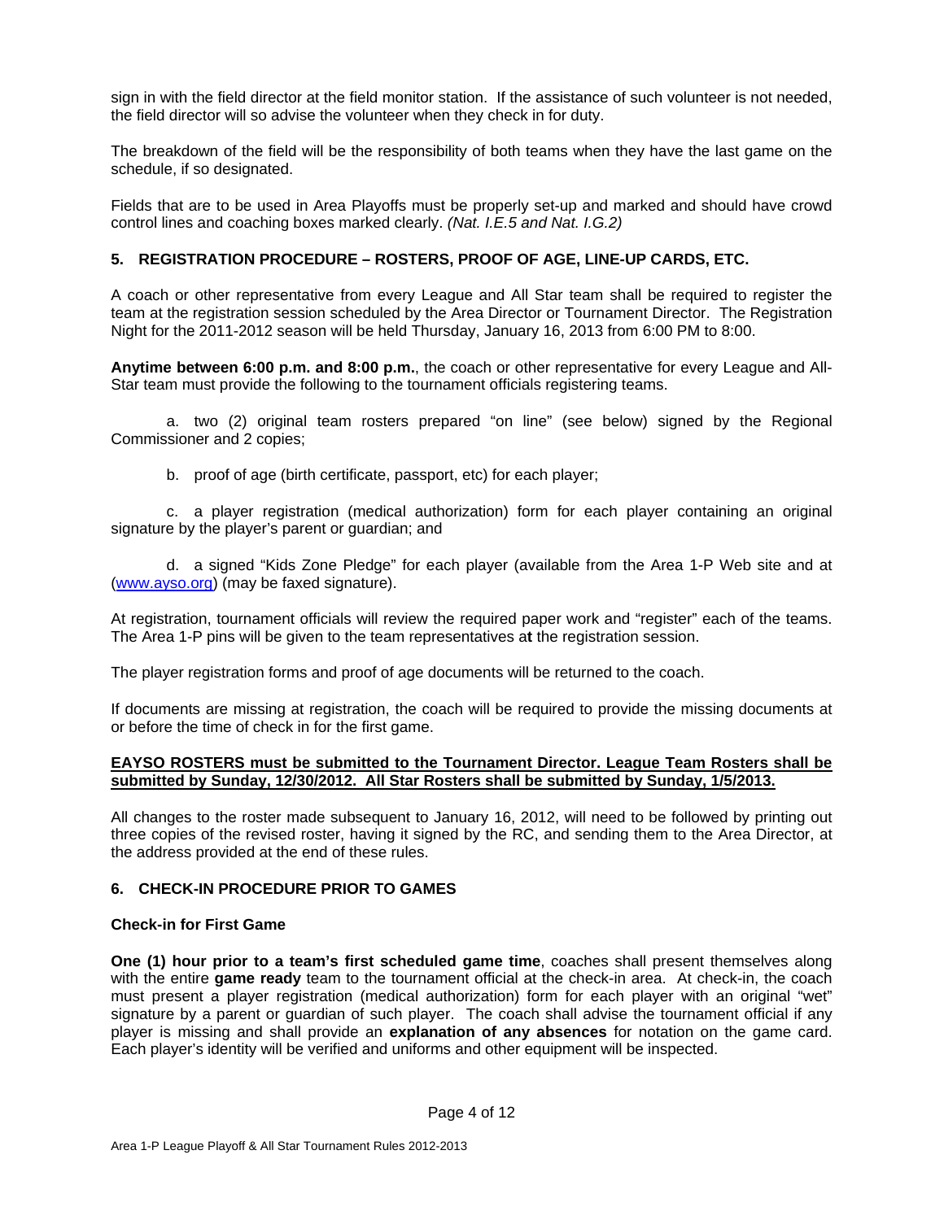sign in with the field director at the field monitor station. If the assistance of such volunteer is not needed, the field director will so advise the volunteer when they check in for duty.

The breakdown of the field will be the responsibility of both teams when they have the last game on the schedule, if so designated.

Fields that are to be used in Area Playoffs must be properly set-up and marked and should have crowd control lines and coaching boxes marked clearly. *(Nat. I.E.5 and Nat. I.G.2)*

### 5. REGISTRATION PROCEDURE – ROSTERS, PROOF OF AGE, LINE-UP CARDS, ETC.

A coach or other representative from every League and All Star team shall be required to register the team at the registration session scheduled by the Area Director or Tournament Director. The Registration Night for the 2011-2012 season will be held Thursday, January 16, 2013 from 6:00 PM to 8:00.

**Anytime between 6:00 p.m. and 8:00 p.m.**, the coach or other representative for every League and All-Star team must provide the following to the tournament officials registering teams.

a. two (2) original team rosters prepared "on line" (see below) signed by the Regional Commissioner and 2 copies;

b. proof of age (birth certificate, passport, etc) for each player;

c. a player registration (medical authorization) form for each player containing an original signature by the player's parent or guardian; and

d. a signed "Kids Zone Pledge" for each player (available from the Area 1-P Web site and at (www.ayso.org) (may be faxed signature).

At registration, tournament officials will review the required paper work and "register" each of the teams. The Area 1-P pins will be given to the team representatives a**t** the registration session.

The player registration forms and proof of age documents will be returned to the coach.

If documents are missing at registration, the coach will be required to provide the missing documents at or before the time of check in for the first game.

**EAYSO ROSTERS must be submitted to the Tournament Director. League Team Rosters shall be submitted by Sunday, 12/30/2012. All Star Rosters shall be submitted by Sunday, 1/5/2013.**

All changes to the roster made subsequent to January 16, 2012, will need to be followed by printing out three copies of the revised roster, having it signed by the RC, and sending them to the Area Director, at the address provided at the end of these rules.

### 6. CHECK-IN PROCEDURE PRIOR TO GAMES

**Check-in for First Game**

**One (1) hour prior to a team's first scheduled game time**, coaches shall present themselves along with the entire **game ready** team to the tournament official at the check-in area. At check-in, the coach must present a player registration (medical authorization) form for each player with an original "wet" signature by a parent or guardian of such player. The coach shall advise the tournament official if any player is missing and shall provide an **explanation of any absences** for notation on the game card. Each player's identity will be verified and uniforms and other equipment will be inspected.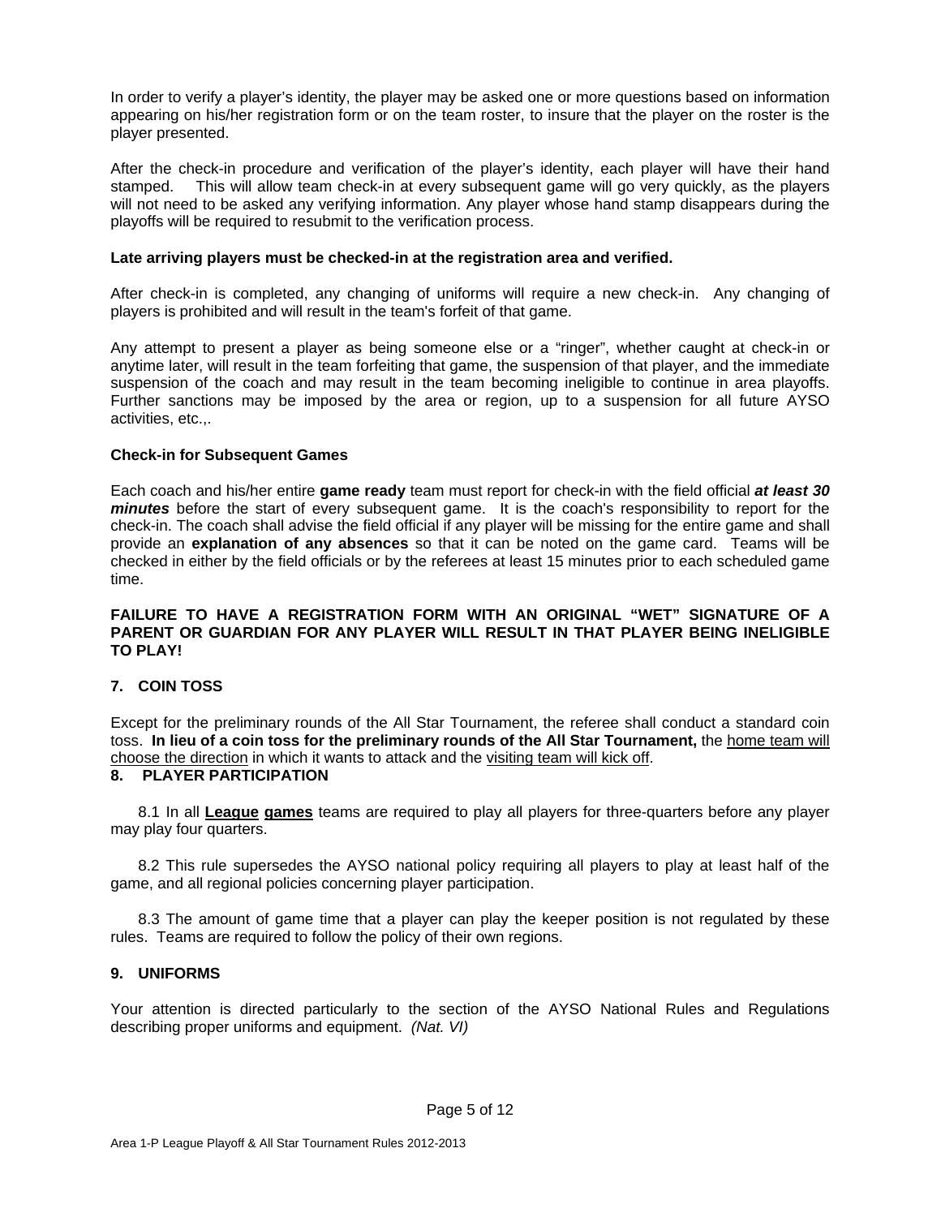In order to verify a player's identity, the player may be asked one or more questions based on information appearing on his/her registration form or on the team roster, to insure that the player on the roster is the player presented.

After the check-in procedure and verification of the player's identity, each player will have their hand stamped. This will allow team check-in at every subsequent game will go very quickly, as the players will not need to be asked any verifying information. Any player whose hand stamp disappears during the playoffs will be required to resubmit to the verification process.

**Late arriving players must be checked-in at the registration area and verified.**

After check-in is completed, any changing of uniforms will require a new check-in. Any changing of players is prohibited and will result in the team's forfeit of that game.

Any attempt to present a player as being someone else or a "ringer", whether caught at check-in or anytime later, will result in the team forfeiting that game, the suspension of that player, and the immediate suspension of the coach and may result in the team becoming ineligible to continue in area playoffs. Further sanctions may be imposed by the area or region, up to a suspension for all future AYSO activities, etc.,.

**Check-in for Subsequent Games**

Each coach and his/her entire **game ready** team must report for check-in with the field official ***at least 30 minutes*** before the start of every subsequent game. It is the coach's responsibility to report for the check-in. The coach shall advise the field official if any player will be missing for the entire game and shall provide an **explanation of any absences** so that it can be noted on the game card. Teams will be checked in either by the field officials or by the referees at least 15 minutes prior to each scheduled game time.

**FAILURE TO HAVE A REGISTRATION FORM WITH AN ORIGINAL "WET" SIGNATURE OF A PARENT OR GUARDIAN FOR ANY PLAYER WILL RESULT IN THAT PLAYER BEING INELIGIBLE TO PLAY!**

## 7. COIN TOSS

Except for the preliminary rounds of the All Star Tournament, the referee shall conduct a standard coin toss. **In lieu of a coin toss for the preliminary rounds of the All Star Tournament,** the <u>home team will choose the direction</u> in which it wants to attack and the <u>visiting team will kick off</u>.

## 8. PLAYER PARTICIPATION

8.1 In all **<u>League</u> <u>games</u>** teams are required to play all players for three-quarters before any player may play four quarters.

8.2 This rule supersedes the AYSO national policy requiring all players to play at least half of the game, and all regional policies concerning player participation.

8.3 The amount of game time that a player can play the keeper position is not regulated by these rules. Teams are required to follow the policy of their own regions.

## 9. UNIFORMS

Your attention is directed particularly to the section of the AYSO National Rules and Regulations describing proper uniforms and equipment. *(Nat. VI)*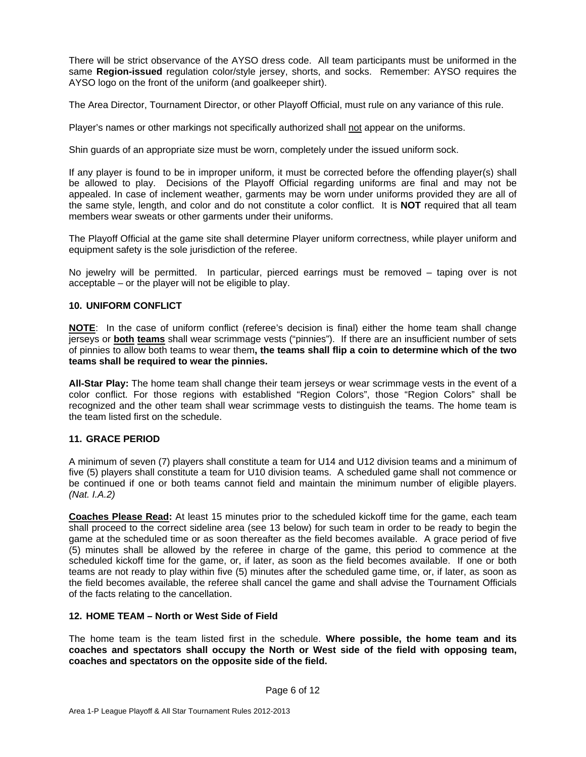There will be strict observance of the AYSO dress code. All team participants must be uniformed in the same **Region-issued** regulation color/style jersey, shorts, and socks. Remember: AYSO requires the AYSO logo on the front of the uniform (and goalkeeper shirt).

The Area Director, Tournament Director, or other Playoff Official, must rule on any variance of this rule.

Player's names or other markings not specifically authorized shall not appear on the uniforms.

Shin guards of an appropriate size must be worn, completely under the issued uniform sock.

If any player is found to be in improper uniform, it must be corrected before the offending player(s) shall be allowed to play. Decisions of the Playoff Official regarding uniforms are final and may not be appealed. In case of inclement weather, garments may be worn under uniforms provided they are all of the same style, length, and color and do not constitute a color conflict. It is **NOT** required that all team members wear sweats or other garments under their uniforms.

The Playoff Official at the game site shall determine Player uniform correctness, while player uniform and equipment safety is the sole jurisdiction of the referee.

No jewelry will be permitted. In particular, pierced earrings must be removed – taping over is not acceptable – or the player will not be eligible to play.

### 10. UNIFORM CONFLICT

**NOTE**: In the case of uniform conflict (referee's decision is final) either the home team shall change jerseys or **both teams** shall wear scrimmage vests ("pinnies"). If there are an insufficient number of sets of pinnies to allow both teams to wear them**, the teams shall flip a coin to determine which of the two teams shall be required to wear the pinnies.**

**All-Star Play:** The home team shall change their team jerseys or wear scrimmage vests in the event of a color conflict. For those regions with established "Region Colors", those "Region Colors" shall be recognized and the other team shall wear scrimmage vests to distinguish the teams. The home team is the team listed first on the schedule.

### 11. GRACE PERIOD

A minimum of seven (7) players shall constitute a team for U14 and U12 division teams and a minimum of five (5) players shall constitute a team for U10 division teams. A scheduled game shall not commence or be continued if one or both teams cannot field and maintain the minimum number of eligible players. *(Nat. I.A.2)*

**Coaches Please Read:** At least 15 minutes prior to the scheduled kickoff time for the game, each team shall proceed to the correct sideline area (see 13 below) for such team in order to be ready to begin the game at the scheduled time or as soon thereafter as the field becomes available. A grace period of five (5) minutes shall be allowed by the referee in charge of the game, this period to commence at the scheduled kickoff time for the game, or, if later, as soon as the field becomes available. If one or both teams are not ready to play within five (5) minutes after the scheduled game time, or, if later, as soon as the field becomes available, the referee shall cancel the game and shall advise the Tournament Officials of the facts relating to the cancellation.

### 12. HOME TEAM – North or West Side of Field

The home team is the team listed first in the schedule. **Where possible, the home team and its coaches and spectators shall occupy the North or West side of the field with opposing team, coaches and spectators on the opposite side of the field.**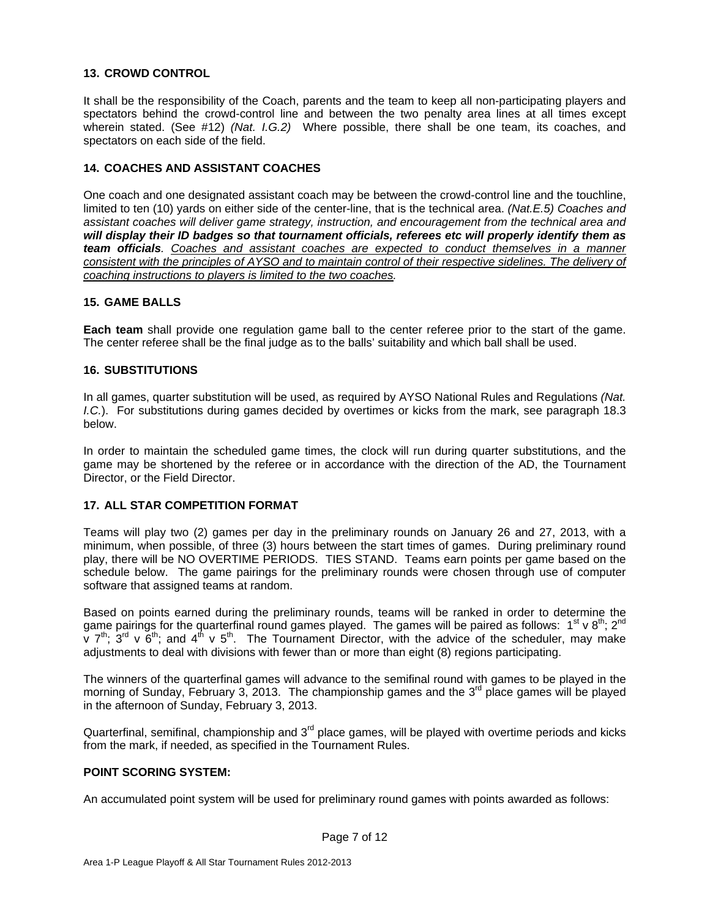### 13. CROWD CONTROL

It shall be the responsibility of the Coach, parents and the team to keep all non-participating players and spectators behind the crowd-control line and between the two penalty area lines at all times except wherein stated. (See #12) *(Nat. I.G.2)* Where possible, there shall be one team, its coaches, and spectators on each side of the field.

### 14. COACHES AND ASSISTANT COACHES

One coach and one designated assistant coach may be between the crowd-control line and the touchline, limited to ten (10) yards on either side of the center-line, that is the technical area. *(Nat.E.5) Coaches and assistant coaches will deliver game strategy, instruction, and encouragement from the technical area and* ***will display their ID badges so that tournament officials, referees etc will properly identify them as team officials****.* <u>*Coaches and assistant coaches are expected to conduct themselves in a manner consistent with the principles of AYSO and to maintain control of their respective sidelines. The delivery of coaching instructions to players is limited to the two coaches*</u>*.*

### 15. GAME BALLS

**Each team** shall provide one regulation game ball to the center referee prior to the start of the game. The center referee shall be the final judge as to the balls' suitability and which ball shall be used.

### 16. SUBSTITUTIONS

In all games, quarter substitution will be used, as required by AYSO National Rules and Regulations *(Nat. I.C.)*. For substitutions during games decided by overtimes or kicks from the mark, see paragraph 18.3 below.

In order to maintain the scheduled game times, the clock will run during quarter substitutions, and the game may be shortened by the referee or in accordance with the direction of the AD, the Tournament Director, or the Field Director.

### 17. ALL STAR COMPETITION FORMAT

Teams will play two (2) games per day in the preliminary rounds on January 26 and 27, 2013, with a minimum, when possible, of three (3) hours between the start times of games. During preliminary round play, there will be NO OVERTIME PERIODS. TIES STAND. Teams earn points per game based on the schedule below. The game pairings for the preliminary rounds were chosen through use of computer software that assigned teams at random.

Based on points earned during the preliminary rounds, teams will be ranked in order to determine the game pairings for the quarterfinal round games played. The games will be paired as follows: 1st v 8th; 2nd v 7th; 3rd v 6th; and 4th v 5th. The Tournament Director, with the advice of the scheduler, may make adjustments to deal with divisions with fewer than or more than eight (8) regions participating.

The winners of the quarterfinal games will advance to the semifinal round with games to be played in the morning of Sunday, February 3, 2013. The championship games and the 3rd place games will be played in the afternoon of Sunday, February 3, 2013.

Quarterfinal, semifinal, championship and 3rd place games, will be played with overtime periods and kicks from the mark, if needed, as specified in the Tournament Rules.

**POINT SCORING SYSTEM:**

An accumulated point system will be used for preliminary round games with points awarded as follows: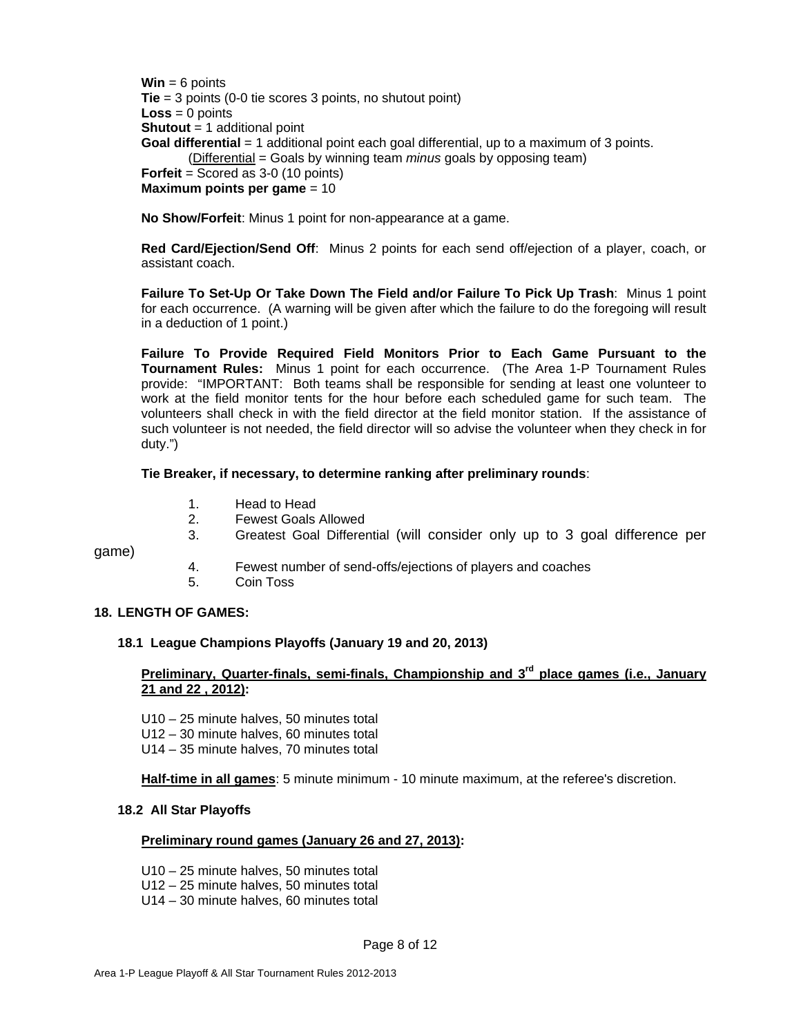**Win** = 6 points
**Tie** = 3 points (0-0 tie scores 3 points, no shutout point)
**Loss** = 0 points
**Shutout** = 1 additional point
**Goal differential** = 1 additional point each goal differential, up to a maximum of 3 points.
(<u>Differential</u> = Goals by winning team *minus* goals by opposing team)
**Forfeit** = Scored as 3-0 (10 points)
**Maximum points per game** = 10

**No Show/Forfeit**: Minus 1 point for non-appearance at a game.

**Red Card/Ejection/Send Off**: Minus 2 points for each send off/ejection of a player, coach, or assistant coach.

**Failure To Set-Up Or Take Down The Field and/or Failure To Pick Up Trash**: Minus 1 point for each occurrence. (A warning will be given after which the failure to do the foregoing will result in a deduction of 1 point.)

**Failure To Provide Required Field Monitors Prior to Each Game Pursuant to the Tournament Rules:** Minus 1 point for each occurrence. (The Area 1-P Tournament Rules provide: "IMPORTANT: Both teams shall be responsible for sending at least one volunteer to work at the field monitor tents for the hour before each scheduled game for such team. The volunteers shall check in with the field director at the field monitor station. If the assistance of such volunteer is not needed, the field director will so advise the volunteer when they check in for duty.")

**Tie Breaker, if necessary, to determine ranking after preliminary rounds**:

1. Head to Head
2. Fewest Goals Allowed
3. Greatest Goal Differential (will consider only up to 3 goal difference per game)
4. Fewest number of send-offs/ejections of players and coaches
5. Coin Toss

## 18. LENGTH OF GAMES:

### 18.1 League Champions Playoffs (January 19 and 20, 2013)

**<u>Preliminary, Quarter-finals, semi-finals, Championship and 3rd place games (i.e., January 21 and 22 , 2012):</u>**

U10 – 25 minute halves, 50 minutes total
U12 – 30 minute halves, 60 minutes total
U14 – 35 minute halves, 70 minutes total

**<u>Half-time in all games</u>**: 5 minute minimum - 10 minute maximum, at the referee's discretion.

### 18.2 All Star Playoffs

**<u>Preliminary round games (January 26 and 27, 2013):</u>**

U10 – 25 minute halves, 50 minutes total
U12 – 25 minute halves, 50 minutes total
U14 – 30 minute halves, 60 minutes total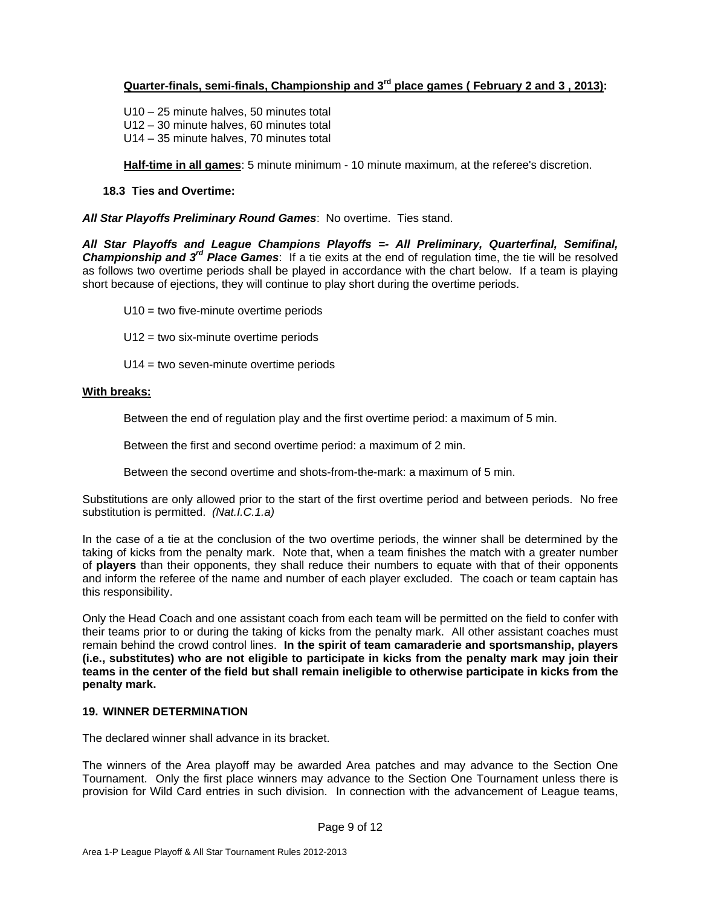**Quarter-finals, semi-finals, Championship and 3rd place games ( February 2 and 3 , 2013):**

U10 – 25 minute halves, 50 minutes total
U12 – 30 minute halves, 60 minutes total
U14 – 35 minute halves, 70 minutes total

**Half-time in all games**: 5 minute minimum - 10 minute maximum, at the referee's discretion.

### 18.3 Ties and Overtime:

***All Star Playoffs Preliminary Round Games***: No overtime. Ties stand.

***All Star Playoffs and League Champions Playoffs =- All Preliminary, Quarterfinal, Semifinal, Championship and 3rd Place Games***: If a tie exits at the end of regulation time, the tie will be resolved as follows two overtime periods shall be played in accordance with the chart below. If a team is playing short because of ejections, they will continue to play short during the overtime periods.

U10 = two five-minute overtime periods

U12 = two six-minute overtime periods

U14 = two seven-minute overtime periods

**With breaks:**

Between the end of regulation play and the first overtime period: a maximum of 5 min.

Between the first and second overtime period: a maximum of 2 min.

Between the second overtime and shots-from-the-mark: a maximum of 5 min.

Substitutions are only allowed prior to the start of the first overtime period and between periods. No free substitution is permitted. *(Nat.I.C.1.a)*

In the case of a tie at the conclusion of the two overtime periods, the winner shall be determined by the taking of kicks from the penalty mark. Note that, when a team finishes the match with a greater number of **players** than their opponents, they shall reduce their numbers to equate with that of their opponents and inform the referee of the name and number of each player excluded. The coach or team captain has this responsibility.

Only the Head Coach and one assistant coach from each team will be permitted on the field to confer with their teams prior to or during the taking of kicks from the penalty mark. All other assistant coaches must remain behind the crowd control lines. **In the spirit of team camaraderie and sportsmanship, players (i.e., substitutes) who are not eligible to participate in kicks from the penalty mark may join their teams in the center of the field but shall remain ineligible to otherwise participate in kicks from the penalty mark.**

## 19. WINNER DETERMINATION

The declared winner shall advance in its bracket.

The winners of the Area playoff may be awarded Area patches and may advance to the Section One Tournament. Only the first place winners may advance to the Section One Tournament unless there is provision for Wild Card entries in such division. In connection with the advancement of League teams,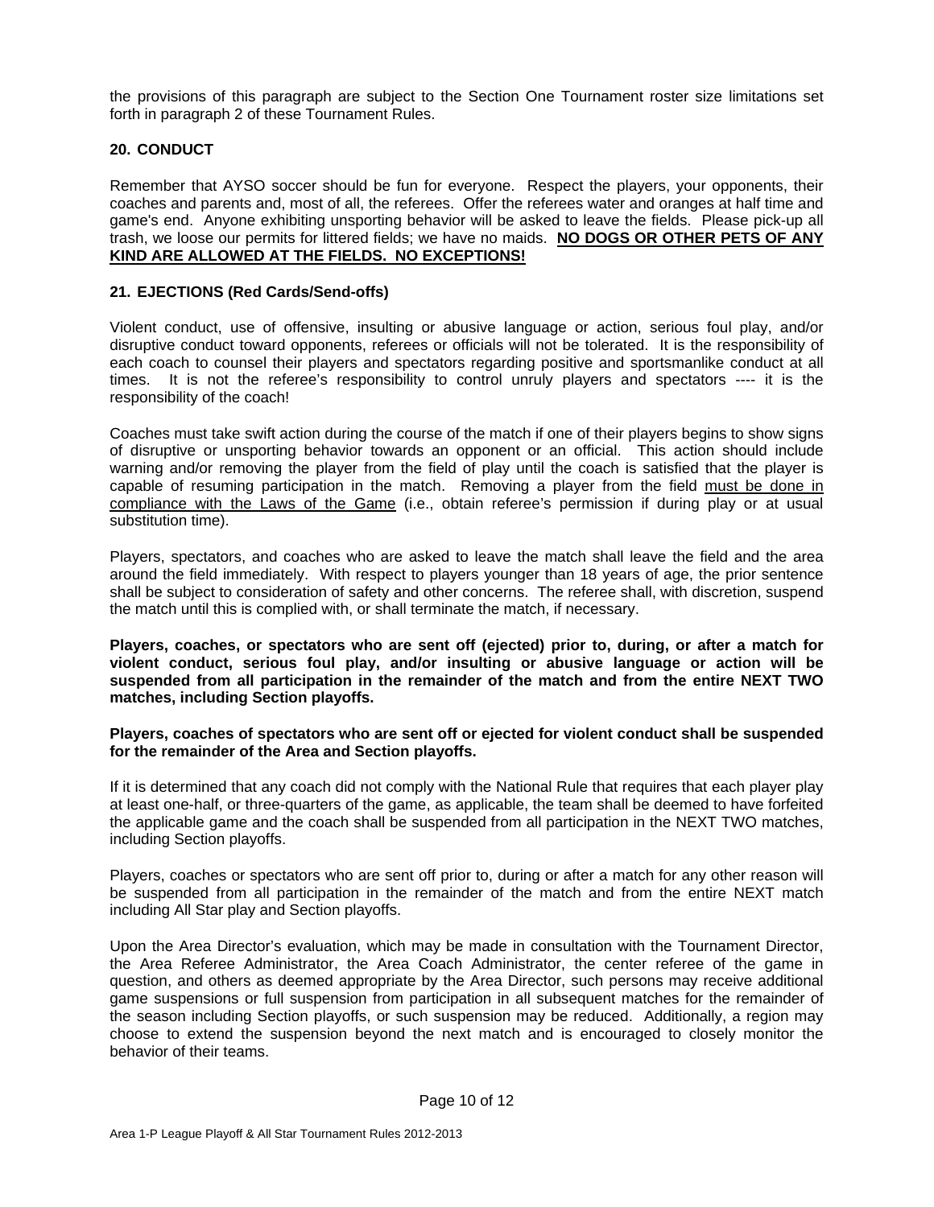the provisions of this paragraph are subject to the Section One Tournament roster size limitations set forth in paragraph 2 of these Tournament Rules.

## 20. CONDUCT

Remember that AYSO soccer should be fun for everyone. Respect the players, your opponents, their coaches and parents and, most of all, the referees. Offer the referees water and oranges at half time and game's end. Anyone exhibiting unsporting behavior will be asked to leave the fields. Please pick-up all trash, we loose our permits for littered fields; we have no maids. **<u>NO DOGS OR OTHER PETS OF ANY KIND ARE ALLOWED AT THE FIELDS. NO EXCEPTIONS!</u>**

## 21. EJECTIONS (Red Cards/Send-offs)

Violent conduct, use of offensive, insulting or abusive language or action, serious foul play, and/or disruptive conduct toward opponents, referees or officials will not be tolerated. It is the responsibility of each coach to counsel their players and spectators regarding positive and sportsmanlike conduct at all times. It is not the referee's responsibility to control unruly players and spectators ---- it is the responsibility of the coach!

Coaches must take swift action during the course of the match if one of their players begins to show signs of disruptive or unsporting behavior towards an opponent or an official. This action should include warning and/or removing the player from the field of play until the coach is satisfied that the player is capable of resuming participation in the match. Removing a player from the field <u>must be done in compliance with the Laws of the Game</u> (i.e., obtain referee's permission if during play or at usual substitution time).

Players, spectators, and coaches who are asked to leave the match shall leave the field and the area around the field immediately. With respect to players younger than 18 years of age, the prior sentence shall be subject to consideration of safety and other concerns. The referee shall, with discretion, suspend the match until this is complied with, or shall terminate the match, if necessary.

**Players, coaches, or spectators who are sent off (ejected) prior to, during, or after a match for violent conduct, serious foul play, and/or insulting or abusive language or action will be suspended from all participation in the remainder of the match and from the entire NEXT TWO matches, including Section playoffs.**

**Players, coaches of spectators who are sent off or ejected for violent conduct shall be suspended for the remainder of the Area and Section playoffs.**

If it is determined that any coach did not comply with the National Rule that requires that each player play at least one-half, or three-quarters of the game, as applicable, the team shall be deemed to have forfeited the applicable game and the coach shall be suspended from all participation in the NEXT TWO matches, including Section playoffs.

Players, coaches or spectators who are sent off prior to, during or after a match for any other reason will be suspended from all participation in the remainder of the match and from the entire NEXT match including All Star play and Section playoffs.

Upon the Area Director's evaluation, which may be made in consultation with the Tournament Director, the Area Referee Administrator, the Area Coach Administrator, the center referee of the game in question, and others as deemed appropriate by the Area Director, such persons may receive additional game suspensions or full suspension from participation in all subsequent matches for the remainder of the season including Section playoffs, or such suspension may be reduced. Additionally, a region may choose to extend the suspension beyond the next match and is encouraged to closely monitor the behavior of their teams.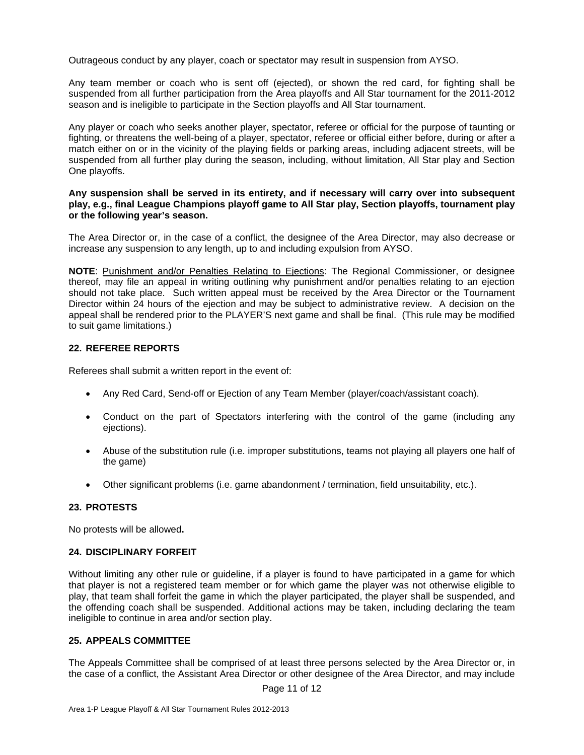Outrageous conduct by any player, coach or spectator may result in suspension from AYSO.

Any team member or coach who is sent off (ejected), or shown the red card, for fighting shall be suspended from all further participation from the Area playoffs and All Star tournament for the 2011-2012 season and is ineligible to participate in the Section playoffs and All Star tournament.

Any player or coach who seeks another player, spectator, referee or official for the purpose of taunting or fighting, or threatens the well-being of a player, spectator, referee or official either before, during or after a match either on or in the vicinity of the playing fields or parking areas, including adjacent streets, will be suspended from all further play during the season, including, without limitation, All Star play and Section One playoffs.

**Any suspension shall be served in its entirety, and if necessary will carry over into subsequent play, e.g., final League Champions playoff game to All Star play, Section playoffs, tournament play or the following year's season.**

The Area Director or, in the case of a conflict, the designee of the Area Director, may also decrease or increase any suspension to any length, up to and including expulsion from AYSO.

**NOTE**: Punishment and/or Penalties Relating to Ejections: The Regional Commissioner, or designee thereof, may file an appeal in writing outlining why punishment and/or penalties relating to an ejection should not take place. Such written appeal must be received by the Area Director or the Tournament Director within 24 hours of the ejection and may be subject to administrative review. A decision on the appeal shall be rendered prior to the PLAYER'S next game and shall be final. (This rule may be modified to suit game limitations.)

## 22. REFEREE REPORTS

Referees shall submit a written report in the event of:

- Any Red Card, Send-off or Ejection of any Team Member (player/coach/assistant coach).
- Conduct on the part of Spectators interfering with the control of the game (including any ejections).
- Abuse of the substitution rule (i.e. improper substitutions, teams not playing all players one half of the game)
- Other significant problems (i.e. game abandonment / termination, field unsuitability, etc.).

## 23. PROTESTS

No protests will be allowed**.**

## 24. DISCIPLINARY FORFEIT

Without limiting any other rule or guideline, if a player is found to have participated in a game for which that player is not a registered team member or for which game the player was not otherwise eligible to play, that team shall forfeit the game in which the player participated, the player shall be suspended, and the offending coach shall be suspended. Additional actions may be taken, including declaring the team ineligible to continue in area and/or section play.

## 25. APPEALS COMMITTEE

The Appeals Committee shall be comprised of at least three persons selected by the Area Director or, in the case of a conflict, the Assistant Area Director or other designee of the Area Director, and may include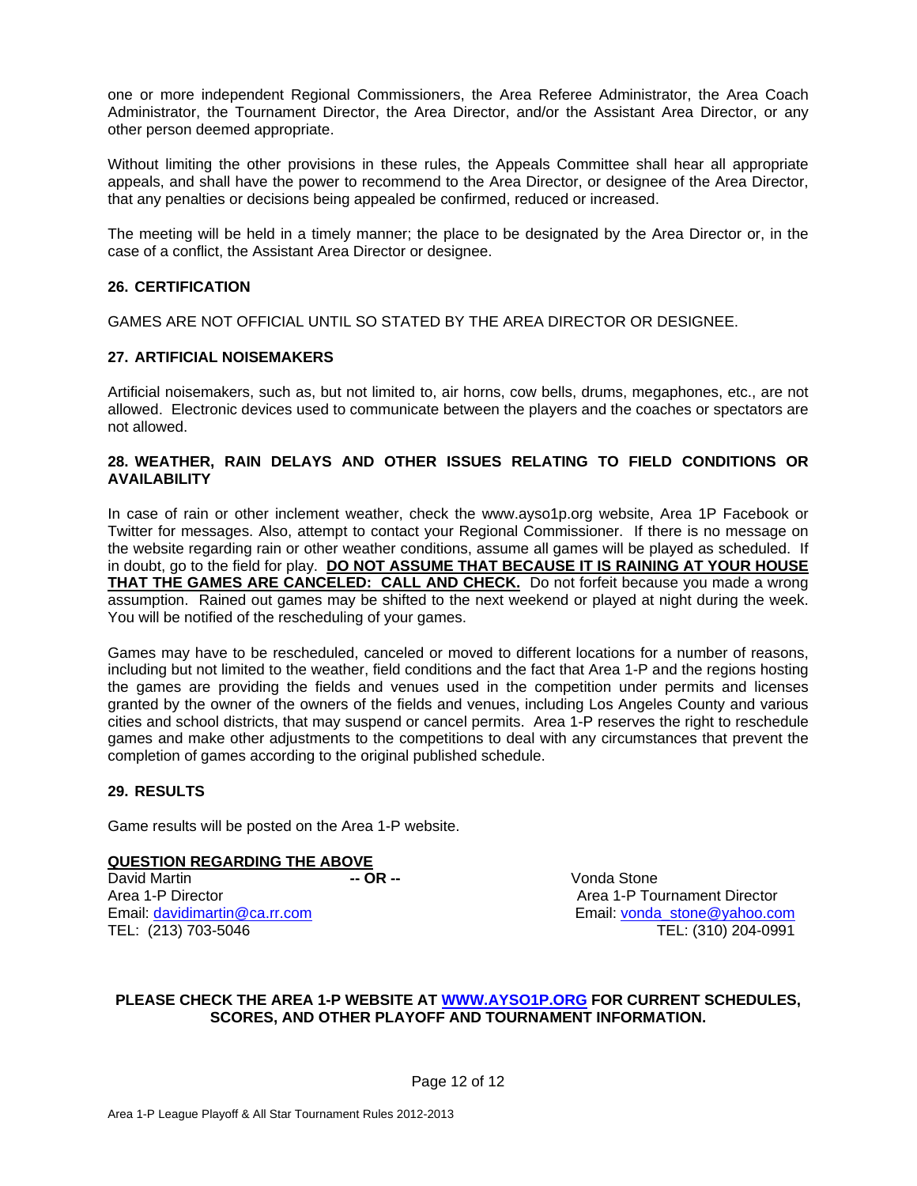one or more independent Regional Commissioners, the Area Referee Administrator, the Area Coach Administrator, the Tournament Director, the Area Director, and/or the Assistant Area Director, or any other person deemed appropriate.

Without limiting the other provisions in these rules, the Appeals Committee shall hear all appropriate appeals, and shall have the power to recommend to the Area Director, or designee of the Area Director, that any penalties or decisions being appealed be confirmed, reduced or increased.

The meeting will be held in a timely manner; the place to be designated by the Area Director or, in the case of a conflict, the Assistant Area Director or designee.

## 26. CERTIFICATION

GAMES ARE NOT OFFICIAL UNTIL SO STATED BY THE AREA DIRECTOR OR DESIGNEE.

## 27. ARTIFICIAL NOISEMAKERS

Artificial noisemakers, such as, but not limited to, air horns, cow bells, drums, megaphones, etc., are not allowed. Electronic devices used to communicate between the players and the coaches or spectators are not allowed.

## 28. WEATHER, RAIN DELAYS AND OTHER ISSUES RELATING TO FIELD CONDITIONS OR AVAILABILITY

In case of rain or other inclement weather, check the www.ayso1p.org website, Area 1P Facebook or Twitter for messages. Also, attempt to contact your Regional Commissioner. If there is no message on the website regarding rain or other weather conditions, assume all games will be played as scheduled. If in doubt, go to the field for play. **DO NOT ASSUME THAT BECAUSE IT IS RAINING AT YOUR HOUSE THAT THE GAMES ARE CANCELED: CALL AND CHECK.** Do not forfeit because you made a wrong assumption. Rained out games may be shifted to the next weekend or played at night during the week. You will be notified of the rescheduling of your games.

Games may have to be rescheduled, canceled or moved to different locations for a number of reasons, including but not limited to the weather, field conditions and the fact that Area 1-P and the regions hosting the games are providing the fields and venues used in the competition under permits and licenses granted by the owner of the owners of the fields and venues, including Los Angeles County and various cities and school districts, that may suspend or cancel permits. Area 1-P reserves the right to reschedule games and make other adjustments to the competitions to deal with any circumstances that prevent the completion of games according to the original published schedule.

## 29. RESULTS

Game results will be posted on the Area 1-P website.

**QUESTION REGARDING THE ABOVE**

David Martin
Area 1-P Director
Email: davidimartin@ca.rr.com
TEL: (213) 703-5046

**-- OR --**

Vonda Stone
Area 1-P Tournament Director
Email: vonda_stone@yahoo.com
TEL: (310) 204-0991

**PLEASE CHECK THE AREA 1-P WEBSITE AT WWW.AYSO1P.ORG FOR CURRENT SCHEDULES, SCORES, AND OTHER PLAYOFF AND TOURNAMENT INFORMATION.**